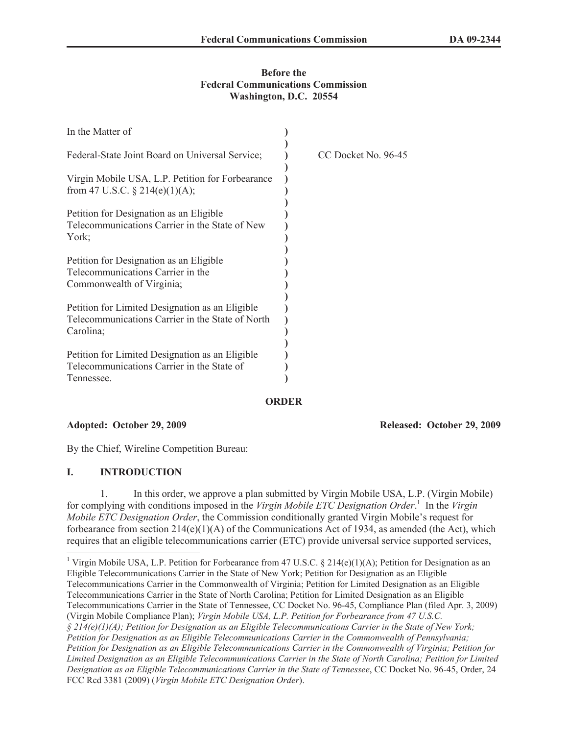**Before the**
**Federal Communications Commission**
**Washington, D.C. 20554**

| | | |
|---|---|---|
| In the Matter of | ) | |
| | ) | |
| Federal-State Joint Board on Universal Service; | ) | CC Docket No. 96-45 |
| | ) | |
| Virgin Mobile USA, L.P. Petition for Forbearance from 47 U.S.C. § 214(e)(1)(A); | ) | |
| | ) | |
| Petition for Designation as an Eligible Telecommunications Carrier in the State of New York; | ) | |
| | ) | |
| Petition for Designation as an Eligible Telecommunications Carrier in the Commonwealth of Virginia; | ) | |
| | ) | |
| Petition for Limited Designation as an Eligible Telecommunications Carrier in the State of North Carolina; | ) | |
| | ) | |
| Petition for Limited Designation as an Eligible Telecommunications Carrier in the State of Tennessee. | ) | |

**ORDER**

**Adopted: October 29, 2009** **Released: October 29, 2009**

By the Chief, Wireline Competition Bureau:

## I. INTRODUCTION

1. In this order, we approve a plan submitted by Virgin Mobile USA, L.P. (Virgin Mobile) for complying with conditions imposed in the *Virgin Mobile ETC Designation Order*.[1] In the *Virgin Mobile ETC Designation Order*, the Commission conditionally granted Virgin Mobile's request for forbearance from section 214(e)(1)(A) of the Communications Act of 1934, as amended (the Act), which requires that an eligible telecommunications carrier (ETC) provide universal service supported services,

---

[1] Virgin Mobile USA, L.P. Petition for Forbearance from 47 U.S.C. § 214(e)(1)(A); Petition for Designation as an Eligible Telecommunications Carrier in the State of New York; Petition for Designation as an Eligible Telecommunications Carrier in the Commonwealth of Virginia; Petition for Limited Designation as an Eligible Telecommunications Carrier in the State of North Carolina; Petition for Limited Designation as an Eligible Telecommunications Carrier in the State of Tennessee, CC Docket No. 96-45, Compliance Plan (filed Apr. 3, 2009) (Virgin Mobile Compliance Plan); *Virgin Mobile USA, L.P. Petition for Forbearance from 47 U.S.C. § 214(e)(1)(A); Petition for Designation as an Eligible Telecommunications Carrier in the State of New York; Petition for Designation as an Eligible Telecommunications Carrier in the Commonwealth of Pennsylvania; Petition for Designation as an Eligible Telecommunications Carrier in the Commonwealth of Virginia; Petition for Limited Designation as an Eligible Telecommunications Carrier in the State of North Carolina; Petition for Limited Designation as an Eligible Telecommunications Carrier in the State of Tennessee*, CC Docket No. 96-45, Order, 24 FCC Rcd 3381 (2009) (*Virgin Mobile ETC Designation Order*).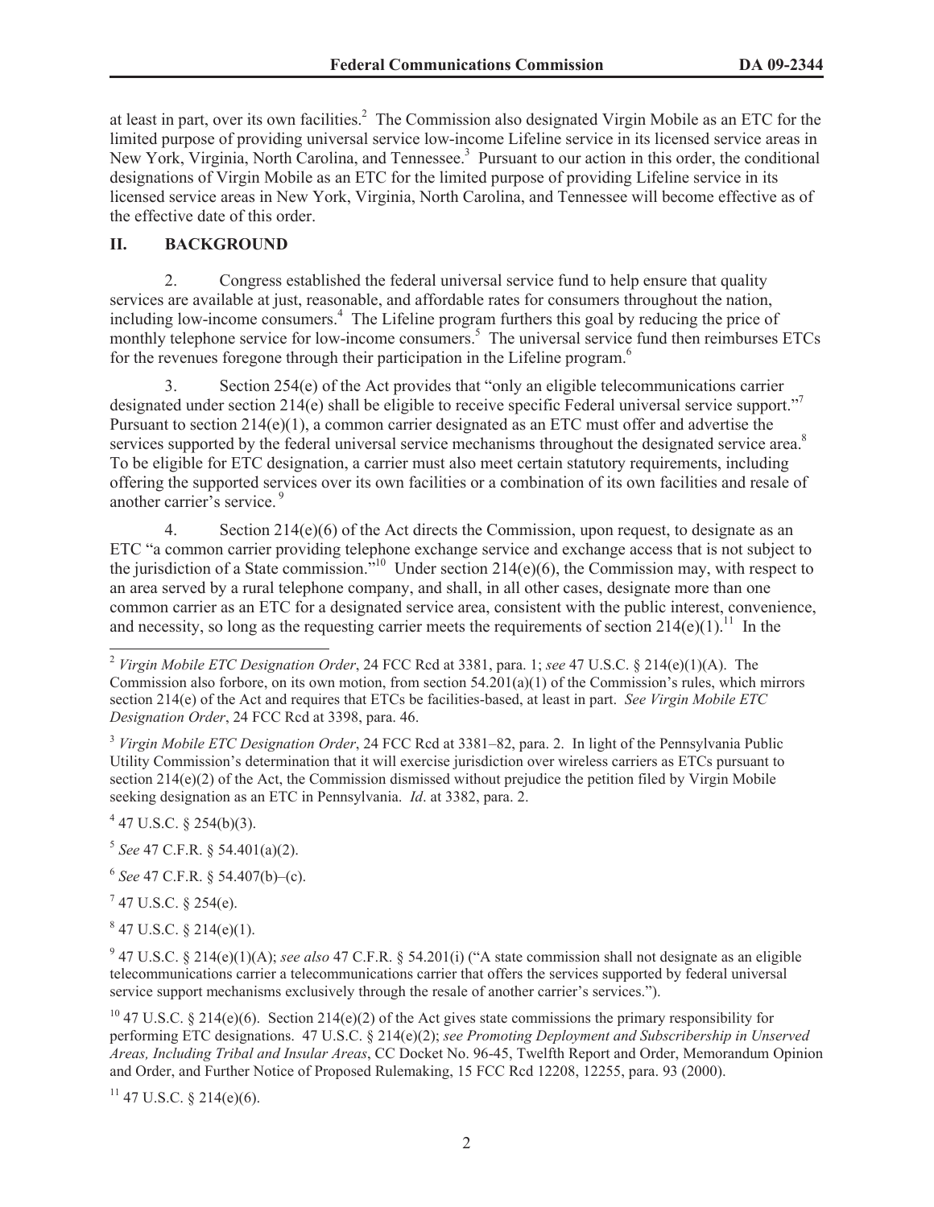at least in part, over its own facilities.[2] The Commission also designated Virgin Mobile as an ETC for the limited purpose of providing universal service low-income Lifeline service in its licensed service areas in New York, Virginia, North Carolina, and Tennessee.[3] Pursuant to our action in this order, the conditional designations of Virgin Mobile as an ETC for the limited purpose of providing Lifeline service in its licensed service areas in New York, Virginia, North Carolina, and Tennessee will become effective as of the effective date of this order.

## II. BACKGROUND

2. Congress established the federal universal service fund to help ensure that quality services are available at just, reasonable, and affordable rates for consumers throughout the nation, including low-income consumers.[4] The Lifeline program furthers this goal by reducing the price of monthly telephone service for low-income consumers.[5] The universal service fund then reimburses ETCs for the revenues foregone through their participation in the Lifeline program.[6]

3. Section 254(e) of the Act provides that "only an eligible telecommunications carrier designated under section 214(e) shall be eligible to receive specific Federal universal service support."[7] Pursuant to section 214(e)(1), a common carrier designated as an ETC must offer and advertise the services supported by the federal universal service mechanisms throughout the designated service area.[8] To be eligible for ETC designation, a carrier must also meet certain statutory requirements, including offering the supported services over its own facilities or a combination of its own facilities and resale of another carrier's service.[9]

4. Section 214(e)(6) of the Act directs the Commission, upon request, to designate as an ETC "a common carrier providing telephone exchange service and exchange access that is not subject to the jurisdiction of a State commission."[10] Under section 214(e)(6), the Commission may, with respect to an area served by a rural telephone company, and shall, in all other cases, designate more than one common carrier as an ETC for a designated service area, consistent with the public interest, convenience, and necessity, so long as the requesting carrier meets the requirements of section 214(e)(1).[11] In the

---

[2] *Virgin Mobile ETC Designation Order*, 24 FCC Rcd at 3381, para. 1; *see* 47 U.S.C. § 214(e)(1)(A). The Commission also forbore, on its own motion, from section 54.201(a)(1) of the Commission's rules, which mirrors section 214(e) of the Act and requires that ETCs be facilities-based, at least in part. *See Virgin Mobile ETC Designation Order*, 24 FCC Rcd at 3398, para. 46.

[3] *Virgin Mobile ETC Designation Order*, 24 FCC Rcd at 3381–82, para. 2. In light of the Pennsylvania Public Utility Commission's determination that it will exercise jurisdiction over wireless carriers as ETCs pursuant to section 214(e)(2) of the Act, the Commission dismissed without prejudice the petition filed by Virgin Mobile seeking designation as an ETC in Pennsylvania. *Id*. at 3382, para. 2.

[4] 47 U.S.C. § 254(b)(3).

[5] *See* 47 C.F.R. § 54.401(a)(2).

[6] *See* 47 C.F.R. § 54.407(b)–(c).

[7] 47 U.S.C. § 254(e).

[8] 47 U.S.C. § 214(e)(1).

[9] 47 U.S.C. § 214(e)(1)(A); *see also* 47 C.F.R. § 54.201(i) ("A state commission shall not designate as an eligible telecommunications carrier a telecommunications carrier that offers the services supported by federal universal service support mechanisms exclusively through the resale of another carrier's services.").

[10] 47 U.S.C. § 214(e)(6). Section 214(e)(2) of the Act gives state commissions the primary responsibility for performing ETC designations. 47 U.S.C. § 214(e)(2); *see Promoting Deployment and Subscribership in Unserved Areas, Including Tribal and Insular Areas*, CC Docket No. 96-45, Twelfth Report and Order, Memorandum Opinion and Order, and Further Notice of Proposed Rulemaking, 15 FCC Rcd 12208, 12255, para. 93 (2000).

[11] 47 U.S.C. § 214(e)(6).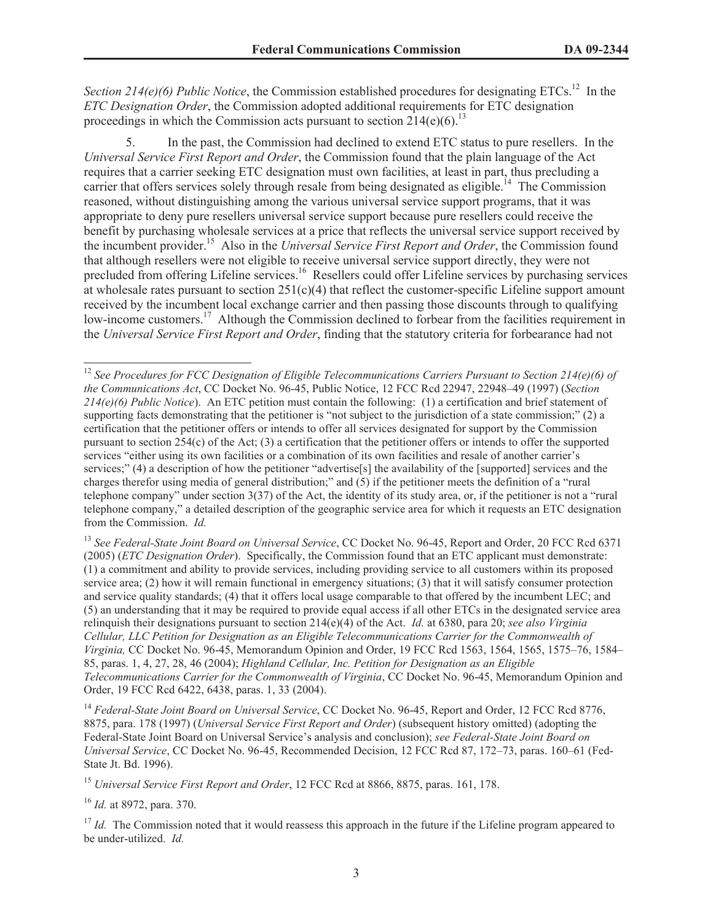*Section 214(e)(6) Public Notice*, the Commission established procedures for designating ETCs.[12] In the *ETC Designation Order*, the Commission adopted additional requirements for ETC designation proceedings in which the Commission acts pursuant to section 214(e)(6).[13]

5. In the past, the Commission had declined to extend ETC status to pure resellers. In the *Universal Service First Report and Order*, the Commission found that the plain language of the Act requires that a carrier seeking ETC designation must own facilities, at least in part, thus precluding a carrier that offers services solely through resale from being designated as eligible.[14] The Commission reasoned, without distinguishing among the various universal service support programs, that it was appropriate to deny pure resellers universal service support because pure resellers could receive the benefit by purchasing wholesale services at a price that reflects the universal service support received by the incumbent provider.[15] Also in the *Universal Service First Report and Order*, the Commission found that although resellers were not eligible to receive universal service support directly, they were not precluded from offering Lifeline services.[16] Resellers could offer Lifeline services by purchasing services at wholesale rates pursuant to section 251(c)(4) that reflect the customer-specific Lifeline support amount received by the incumbent local exchange carrier and then passing those discounts through to qualifying low-income customers.[17] Although the Commission declined to forbear from the facilities requirement in the *Universal Service First Report and Order*, finding that the statutory criteria for forbearance had not

---

[12] *See Procedures for FCC Designation of Eligible Telecommunications Carriers Pursuant to Section 214(e)(6) of the Communications Act*, CC Docket No. 96-45, Public Notice, 12 FCC Rcd 22947, 22948–49 (1997) (*Section 214(e)(6) Public Notice*). An ETC petition must contain the following: (1) a certification and brief statement of supporting facts demonstrating that the petitioner is "not subject to the jurisdiction of a state commission;" (2) a certification that the petitioner offers or intends to offer all services designated for support by the Commission pursuant to section 254(c) of the Act; (3) a certification that the petitioner offers or intends to offer the supported services "either using its own facilities or a combination of its own facilities and resale of another carrier's services;" (4) a description of how the petitioner "advertise[s] the availability of the [supported] services and the charges therefor using media of general distribution;" and (5) if the petitioner meets the definition of a "rural telephone company" under section 3(37) of the Act, the identity of its study area, or, if the petitioner is not a "rural telephone company," a detailed description of the geographic service area for which it requests an ETC designation from the Commission. *Id.*

[13] *See Federal-State Joint Board on Universal Service*, CC Docket No. 96-45, Report and Order, 20 FCC Rcd 6371 (2005) (*ETC Designation Order*). Specifically, the Commission found that an ETC applicant must demonstrate: (1) a commitment and ability to provide services, including providing service to all customers within its proposed service area; (2) how it will remain functional in emergency situations; (3) that it will satisfy consumer protection and service quality standards; (4) that it offers local usage comparable to that offered by the incumbent LEC; and (5) an understanding that it may be required to provide equal access if all other ETCs in the designated service area relinquish their designations pursuant to section 214(e)(4) of the Act. *Id.* at 6380, para 20; *see also Virginia Cellular, LLC Petition for Designation as an Eligible Telecommunications Carrier for the Commonwealth of Virginia,* CC Docket No. 96-45, Memorandum Opinion and Order, 19 FCC Rcd 1563, 1564, 1565, 1575–76, 1584–85, paras. 1, 4, 27, 28, 46 (2004); *Highland Cellular, Inc. Petition for Designation as an Eligible Telecommunications Carrier for the Commonwealth of Virginia*, CC Docket No. 96-45, Memorandum Opinion and Order, 19 FCC Rcd 6422, 6438, paras. 1, 33 (2004).

[14] *Federal-State Joint Board on Universal Service*, CC Docket No. 96-45, Report and Order, 12 FCC Rcd 8776, 8875, para. 178 (1997) (*Universal Service First Report and Order*) (subsequent history omitted) (adopting the Federal-State Joint Board on Universal Service's analysis and conclusion); *see Federal-State Joint Board on Universal Service*, CC Docket No. 96-45, Recommended Decision, 12 FCC Rcd 87, 172–73, paras. 160–61 (Fed-State Jt. Bd. 1996).

[15] *Universal Service First Report and Order*, 12 FCC Rcd at 8866, 8875, paras. 161, 178.

[16] *Id.* at 8972, para. 370.

[17] *Id.* The Commission noted that it would reassess this approach in the future if the Lifeline program appeared to be under-utilized. *Id.*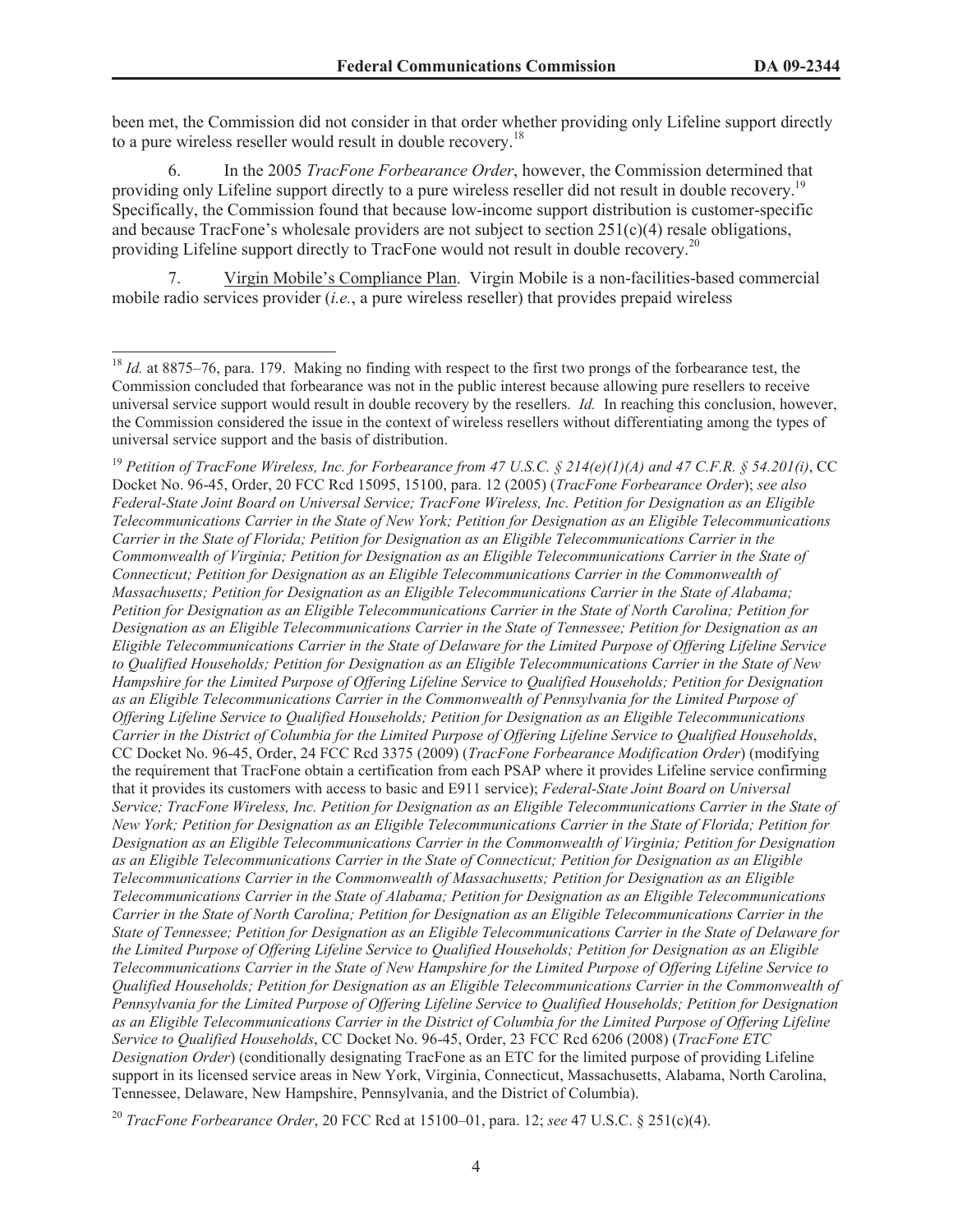been met, the Commission did not consider in that order whether providing only Lifeline support directly to a pure wireless reseller would result in double recovery.[18]

6. In the 2005 *TracFone Forbearance Order*, however, the Commission determined that providing only Lifeline support directly to a pure wireless reseller did not result in double recovery.[19] Specifically, the Commission found that because low-income support distribution is customer-specific and because TracFone's wholesale providers are not subject to section 251(c)(4) resale obligations, providing Lifeline support directly to TracFone would not result in double recovery.[20]

7. Virgin Mobile's Compliance Plan. Virgin Mobile is a non-facilities-based commercial mobile radio services provider (*i.e.*, a pure wireless reseller) that provides prepaid wireless

---

[18] *Id.* at 8875–76, para. 179. Making no finding with respect to the first two prongs of the forbearance test, the Commission concluded that forbearance was not in the public interest because allowing pure resellers to receive universal service support would result in double recovery by the resellers. *Id.* In reaching this conclusion, however, the Commission considered the issue in the context of wireless resellers without differentiating among the types of universal service support and the basis of distribution.

[19] *Petition of TracFone Wireless, Inc. for Forbearance from 47 U.S.C. § 214(e)(1)(A) and 47 C.F.R. § 54.201(i)*, CC Docket No. 96-45, Order, 20 FCC Rcd 15095, 15100, para. 12 (2005) (*TracFone Forbearance Order*); *see also Federal-State Joint Board on Universal Service; TracFone Wireless, Inc. Petition for Designation as an Eligible Telecommunications Carrier in the State of New York; Petition for Designation as an Eligible Telecommunications Carrier in the State of Florida; Petition for Designation as an Eligible Telecommunications Carrier in the Commonwealth of Virginia; Petition for Designation as an Eligible Telecommunications Carrier in the State of Connecticut; Petition for Designation as an Eligible Telecommunications Carrier in the Commonwealth of Massachusetts; Petition for Designation as an Eligible Telecommunications Carrier in the State of Alabama; Petition for Designation as an Eligible Telecommunications Carrier in the State of North Carolina; Petition for Designation as an Eligible Telecommunications Carrier in the State of Tennessee; Petition for Designation as an Eligible Telecommunications Carrier in the State of Delaware for the Limited Purpose of Offering Lifeline Service to Qualified Households; Petition for Designation as an Eligible Telecommunications Carrier in the State of New Hampshire for the Limited Purpose of Offering Lifeline Service to Qualified Households; Petition for Designation as an Eligible Telecommunications Carrier in the Commonwealth of Pennsylvania for the Limited Purpose of Offering Lifeline Service to Qualified Households; Petition for Designation as an Eligible Telecommunications Carrier in the District of Columbia for the Limited Purpose of Offering Lifeline Service to Qualified Households*, CC Docket No. 96-45, Order, 24 FCC Rcd 3375 (2009) (*TracFone Forbearance Modification Order*) (modifying the requirement that TracFone obtain a certification from each PSAP where it provides Lifeline service confirming that it provides its customers with access to basic and E911 service); *Federal-State Joint Board on Universal Service; TracFone Wireless, Inc. Petition for Designation as an Eligible Telecommunications Carrier in the State of New York; Petition for Designation as an Eligible Telecommunications Carrier in the State of Florida; Petition for Designation as an Eligible Telecommunications Carrier in the Commonwealth of Virginia; Petition for Designation as an Eligible Telecommunications Carrier in the State of Connecticut; Petition for Designation as an Eligible Telecommunications Carrier in the Commonwealth of Massachusetts; Petition for Designation as an Eligible Telecommunications Carrier in the State of Alabama; Petition for Designation as an Eligible Telecommunications Carrier in the State of North Carolina; Petition for Designation as an Eligible Telecommunications Carrier in the State of Tennessee; Petition for Designation as an Eligible Telecommunications Carrier in the State of Delaware for the Limited Purpose of Offering Lifeline Service to Qualified Households; Petition for Designation as an Eligible Telecommunications Carrier in the State of New Hampshire for the Limited Purpose of Offering Lifeline Service to Qualified Households; Petition for Designation as an Eligible Telecommunications Carrier in the Commonwealth of Pennsylvania for the Limited Purpose of Offering Lifeline Service to Qualified Households; Petition for Designation as an Eligible Telecommunications Carrier in the District of Columbia for the Limited Purpose of Offering Lifeline Service to Qualified Households*, CC Docket No. 96-45, Order, 23 FCC Rcd 6206 (2008) (*TracFone ETC Designation Order*) (conditionally designating TracFone as an ETC for the limited purpose of providing Lifeline support in its licensed service areas in New York, Virginia, Connecticut, Massachusetts, Alabama, North Carolina, Tennessee, Delaware, New Hampshire, Pennsylvania, and the District of Columbia).

[20] *TracFone Forbearance Order*, 20 FCC Rcd at 15100–01, para. 12; *see* 47 U.S.C. § 251(c)(4).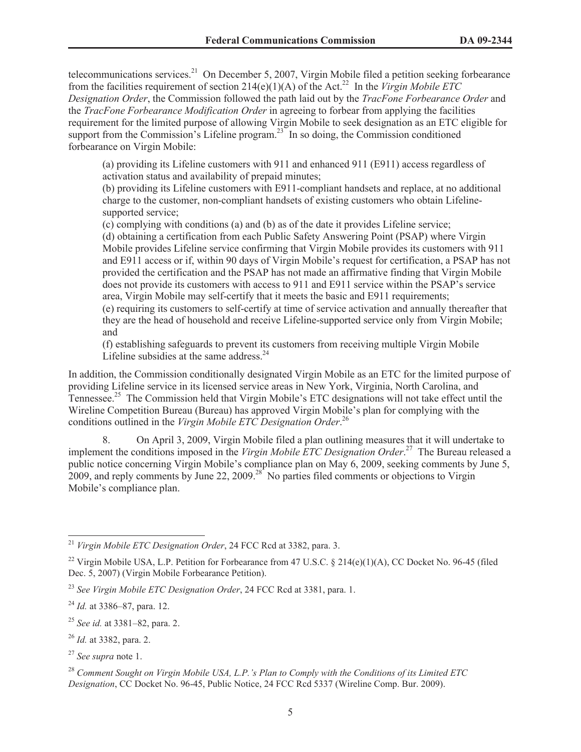telecommunications services.[21] On December 5, 2007, Virgin Mobile filed a petition seeking forbearance from the facilities requirement of section 214(e)(1)(A) of the Act.[22] In the *Virgin Mobile ETC Designation Order*, the Commission followed the path laid out by the *TracFone Forbearance Order* and the *TracFone Forbearance Modification Order* in agreeing to forbear from applying the facilities requirement for the limited purpose of allowing Virgin Mobile to seek designation as an ETC eligible for support from the Commission's Lifeline program.[23] In so doing, the Commission conditioned forbearance on Virgin Mobile:

> (a) providing its Lifeline customers with 911 and enhanced 911 (E911) access regardless of activation status and availability of prepaid minutes;
> (b) providing its Lifeline customers with E911-compliant handsets and replace, at no additional charge to the customer, non-compliant handsets of existing customers who obtain Lifeline-supported service;
> (c) complying with conditions (a) and (b) as of the date it provides Lifeline service;
> (d) obtaining a certification from each Public Safety Answering Point (PSAP) where Virgin Mobile provides Lifeline service confirming that Virgin Mobile provides its customers with 911 and E911 access or if, within 90 days of Virgin Mobile's request for certification, a PSAP has not provided the certification and the PSAP has not made an affirmative finding that Virgin Mobile does not provide its customers with access to 911 and E911 service within the PSAP's service area, Virgin Mobile may self-certify that it meets the basic and E911 requirements;
> (e) requiring its customers to self-certify at time of service activation and annually thereafter that they are the head of household and receive Lifeline-supported service only from Virgin Mobile; and
> (f) establishing safeguards to prevent its customers from receiving multiple Virgin Mobile Lifeline subsidies at the same address.[24]

In addition, the Commission conditionally designated Virgin Mobile as an ETC for the limited purpose of providing Lifeline service in its licensed service areas in New York, Virginia, North Carolina, and Tennessee.[25] The Commission held that Virgin Mobile's ETC designations will not take effect until the Wireline Competition Bureau (Bureau) has approved Virgin Mobile's plan for complying with the conditions outlined in the *Virgin Mobile ETC Designation Order*.[26]

8. On April 3, 2009, Virgin Mobile filed a plan outlining measures that it will undertake to implement the conditions imposed in the *Virgin Mobile ETC Designation Order*.[27] The Bureau released a public notice concerning Virgin Mobile's compliance plan on May 6, 2009, seeking comments by June 5, 2009, and reply comments by June 22, 2009.[28] No parties filed comments or objections to Virgin Mobile's compliance plan.

---

[21] *Virgin Mobile ETC Designation Order*, 24 FCC Rcd at 3382, para. 3.

[22] Virgin Mobile USA, L.P. Petition for Forbearance from 47 U.S.C. § 214(e)(1)(A), CC Docket No. 96-45 (filed Dec. 5, 2007) (Virgin Mobile Forbearance Petition).

[23] *See Virgin Mobile ETC Designation Order*, 24 FCC Rcd at 3381, para. 1.

[24] *Id.* at 3386–87, para. 12.

[25] *See id.* at 3381–82, para. 2.

[26] *Id.* at 3382, para. 2.

[27] *See supra* note 1.

[28] *Comment Sought on Virgin Mobile USA, L.P.'s Plan to Comply with the Conditions of its Limited ETC Designation*, CC Docket No. 96-45, Public Notice, 24 FCC Rcd 5337 (Wireline Comp. Bur. 2009).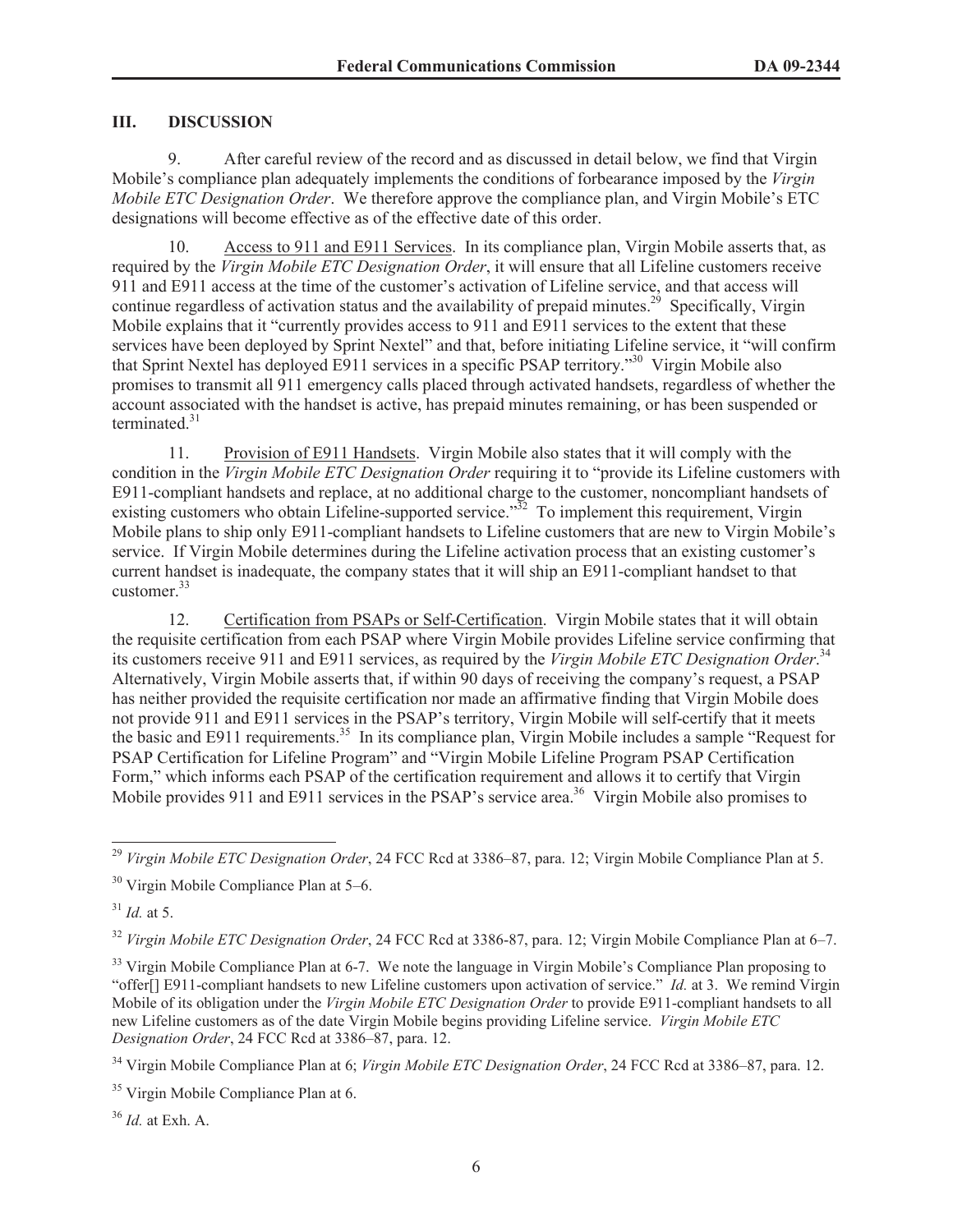## III. DISCUSSION

9. After careful review of the record and as discussed in detail below, we find that Virgin Mobile's compliance plan adequately implements the conditions of forbearance imposed by the *Virgin Mobile ETC Designation Order*. We therefore approve the compliance plan, and Virgin Mobile's ETC designations will become effective as of the effective date of this order.

10. Access to 911 and E911 Services. In its compliance plan, Virgin Mobile asserts that, as required by the *Virgin Mobile ETC Designation Order*, it will ensure that all Lifeline customers receive 911 and E911 access at the time of the customer's activation of Lifeline service, and that access will continue regardless of activation status and the availability of prepaid minutes.[29] Specifically, Virgin Mobile explains that it "currently provides access to 911 and E911 services to the extent that these services have been deployed by Sprint Nextel" and that, before initiating Lifeline service, it "will confirm that Sprint Nextel has deployed E911 services in a specific PSAP territory."[30] Virgin Mobile also promises to transmit all 911 emergency calls placed through activated handsets, regardless of whether the account associated with the handset is active, has prepaid minutes remaining, or has been suspended or terminated.[31]

11. Provision of E911 Handsets. Virgin Mobile also states that it will comply with the condition in the *Virgin Mobile ETC Designation Order* requiring it to "provide its Lifeline customers with E911-compliant handsets and replace, at no additional charge to the customer, noncompliant handsets of existing customers who obtain Lifeline-supported service."[32] To implement this requirement, Virgin Mobile plans to ship only E911-compliant handsets to Lifeline customers that are new to Virgin Mobile's service. If Virgin Mobile determines during the Lifeline activation process that an existing customer's current handset is inadequate, the company states that it will ship an E911-compliant handset to that customer.[33]

12. Certification from PSAPs or Self-Certification. Virgin Mobile states that it will obtain the requisite certification from each PSAP where Virgin Mobile provides Lifeline service confirming that its customers receive 911 and E911 services, as required by the *Virgin Mobile ETC Designation Order*.[34] Alternatively, Virgin Mobile asserts that, if within 90 days of receiving the company's request, a PSAP has neither provided the requisite certification nor made an affirmative finding that Virgin Mobile does not provide 911 and E911 services in the PSAP's territory, Virgin Mobile will self-certify that it meets the basic and E911 requirements.[35] In its compliance plan, Virgin Mobile includes a sample "Request for PSAP Certification for Lifeline Program" and "Virgin Mobile Lifeline Program PSAP Certification Form," which informs each PSAP of the certification requirement and allows it to certify that Virgin Mobile provides 911 and E911 services in the PSAP's service area.[36] Virgin Mobile also promises to

---

[29] *Virgin Mobile ETC Designation Order*, 24 FCC Rcd at 3386–87, para. 12; Virgin Mobile Compliance Plan at 5.

[30] Virgin Mobile Compliance Plan at 5–6.

[31] *Id.* at 5.

[32] *Virgin Mobile ETC Designation Order*, 24 FCC Rcd at 3386-87, para. 12; Virgin Mobile Compliance Plan at 6–7.

[33] Virgin Mobile Compliance Plan at 6-7. We note the language in Virgin Mobile's Compliance Plan proposing to "offer[] E911-compliant handsets to new Lifeline customers upon activation of service." *Id.* at 3. We remind Virgin Mobile of its obligation under the *Virgin Mobile ETC Designation Order* to provide E911-compliant handsets to all new Lifeline customers as of the date Virgin Mobile begins providing Lifeline service. *Virgin Mobile ETC Designation Order*, 24 FCC Rcd at 3386–87, para. 12.

[34] Virgin Mobile Compliance Plan at 6; *Virgin Mobile ETC Designation Order*, 24 FCC Rcd at 3386–87, para. 12.

[35] Virgin Mobile Compliance Plan at 6.

[36] *Id.* at Exh. A.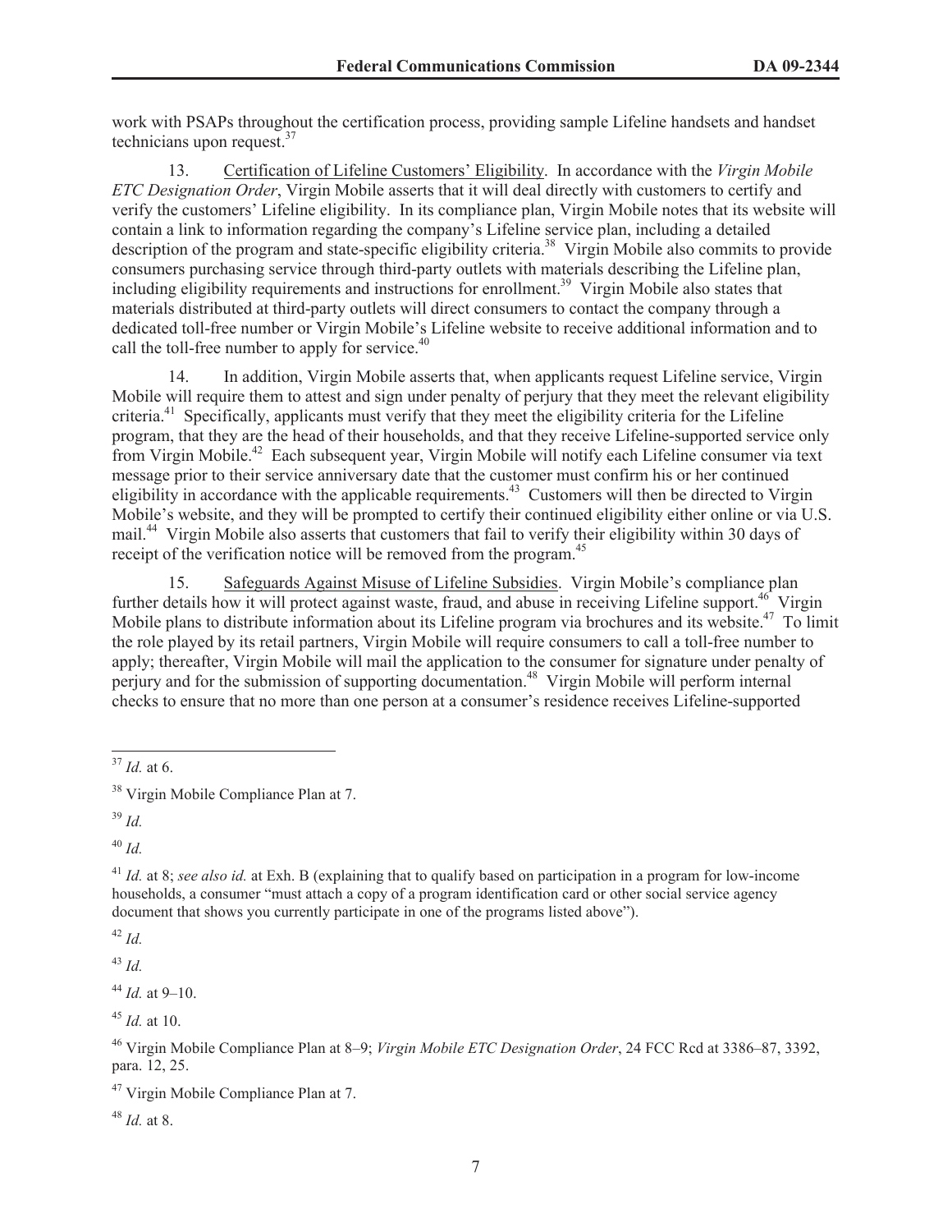work with PSAPs throughout the certification process, providing sample Lifeline handsets and handset technicians upon request.[37]

13. Certification of Lifeline Customers' Eligibility. In accordance with the *Virgin Mobile ETC Designation Order*, Virgin Mobile asserts that it will deal directly with customers to certify and verify the customers' Lifeline eligibility. In its compliance plan, Virgin Mobile notes that its website will contain a link to information regarding the company's Lifeline service plan, including a detailed description of the program and state-specific eligibility criteria.[38] Virgin Mobile also commits to provide consumers purchasing service through third-party outlets with materials describing the Lifeline plan, including eligibility requirements and instructions for enrollment.[39] Virgin Mobile also states that materials distributed at third-party outlets will direct consumers to contact the company through a dedicated toll-free number or Virgin Mobile's Lifeline website to receive additional information and to call the toll-free number to apply for service.[40]

14. In addition, Virgin Mobile asserts that, when applicants request Lifeline service, Virgin Mobile will require them to attest and sign under penalty of perjury that they meet the relevant eligibility criteria.[41] Specifically, applicants must verify that they meet the eligibility criteria for the Lifeline program, that they are the head of their households, and that they receive Lifeline-supported service only from Virgin Mobile.[42] Each subsequent year, Virgin Mobile will notify each Lifeline consumer via text message prior to their service anniversary date that the customer must confirm his or her continued eligibility in accordance with the applicable requirements.[43] Customers will then be directed to Virgin Mobile's website, and they will be prompted to certify their continued eligibility either online or via U.S. mail.[44] Virgin Mobile also asserts that customers that fail to verify their eligibility within 30 days of receipt of the verification notice will be removed from the program.[45]

15. Safeguards Against Misuse of Lifeline Subsidies. Virgin Mobile's compliance plan further details how it will protect against waste, fraud, and abuse in receiving Lifeline support.[46] Virgin Mobile plans to distribute information about its Lifeline program via brochures and its website.[47] To limit the role played by its retail partners, Virgin Mobile will require consumers to call a toll-free number to apply; thereafter, Virgin Mobile will mail the application to the consumer for signature under penalty of perjury and for the submission of supporting documentation.[48] Virgin Mobile will perform internal checks to ensure that no more than one person at a consumer's residence receives Lifeline-supported

---

[37] *Id.* at 6.

[38] Virgin Mobile Compliance Plan at 7.

[39] *Id.*

[40] *Id.*

[41] *Id.* at 8; *see also id.* at Exh. B (explaining that to qualify based on participation in a program for low-income households, a consumer "must attach a copy of a program identification card or other social service agency document that shows you currently participate in one of the programs listed above").

[42] *Id.*

[43] *Id.*

[44] *Id.* at 9–10.

[45] *Id.* at 10.

[46] Virgin Mobile Compliance Plan at 8–9; *Virgin Mobile ETC Designation Order*, 24 FCC Rcd at 3386–87, 3392, para. 12, 25.

[47] Virgin Mobile Compliance Plan at 7.

[48] *Id.* at 8.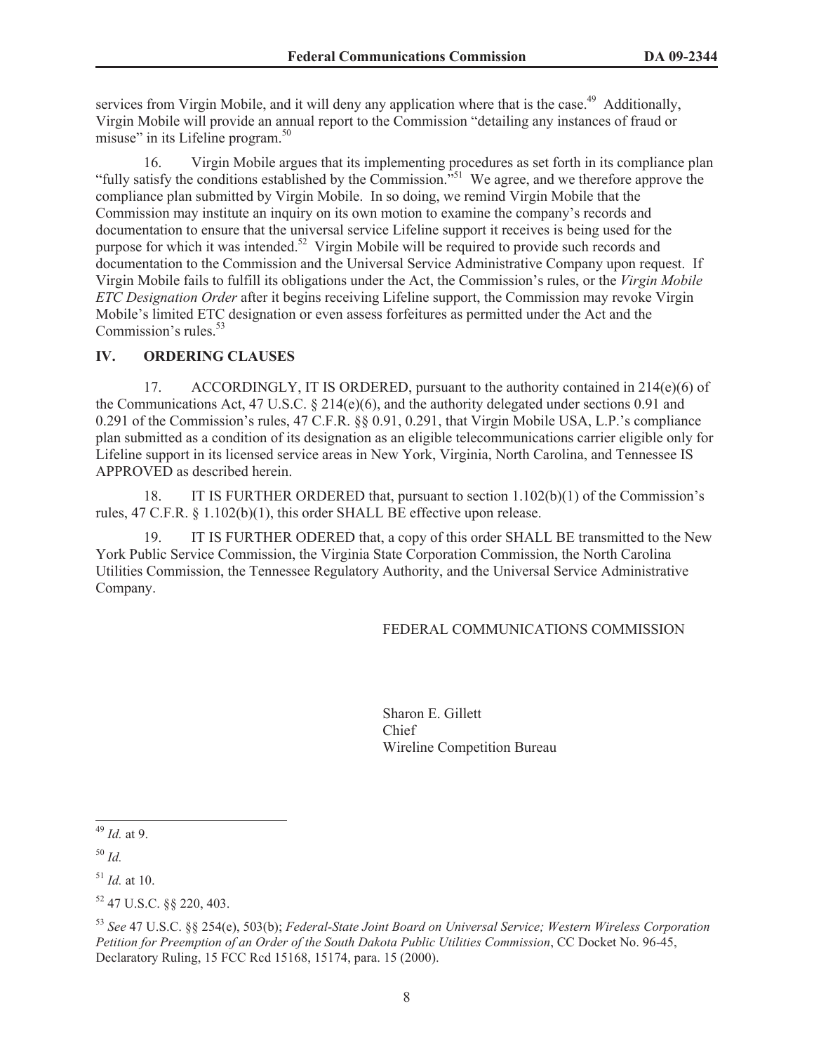services from Virgin Mobile, and it will deny any application where that is the case.[49] Additionally, Virgin Mobile will provide an annual report to the Commission "detailing any instances of fraud or misuse" in its Lifeline program.[50]

16. Virgin Mobile argues that its implementing procedures as set forth in its compliance plan "fully satisfy the conditions established by the Commission."[51] We agree, and we therefore approve the compliance plan submitted by Virgin Mobile. In so doing, we remind Virgin Mobile that the Commission may institute an inquiry on its own motion to examine the company's records and documentation to ensure that the universal service Lifeline support it receives is being used for the purpose for which it was intended.[52] Virgin Mobile will be required to provide such records and documentation to the Commission and the Universal Service Administrative Company upon request. If Virgin Mobile fails to fulfill its obligations under the Act, the Commission's rules, or the *Virgin Mobile ETC Designation Order* after it begins receiving Lifeline support, the Commission may revoke Virgin Mobile's limited ETC designation or even assess forfeitures as permitted under the Act and the Commission's rules.[53]

## IV. ORDERING CLAUSES

17. ACCORDINGLY, IT IS ORDERED, pursuant to the authority contained in 214(e)(6) of the Communications Act, 47 U.S.C. § 214(e)(6), and the authority delegated under sections 0.91 and 0.291 of the Commission's rules, 47 C.F.R. §§ 0.91, 0.291, that Virgin Mobile USA, L.P.'s compliance plan submitted as a condition of its designation as an eligible telecommunications carrier eligible only for Lifeline support in its licensed service areas in New York, Virginia, North Carolina, and Tennessee IS APPROVED as described herein.

18. IT IS FURTHER ORDERED that, pursuant to section 1.102(b)(1) of the Commission's rules, 47 C.F.R. § 1.102(b)(1), this order SHALL BE effective upon release.

19. IT IS FURTHER ODERED that, a copy of this order SHALL BE transmitted to the New York Public Service Commission, the Virginia State Corporation Commission, the North Carolina Utilities Commission, the Tennessee Regulatory Authority, and the Universal Service Administrative Company.

FEDERAL COMMUNICATIONS COMMISSION

Sharon E. Gillett
Chief
Wireline Competition Bureau

---

[49] *Id.* at 9.

[50] *Id.*

[51] *Id.* at 10.

[52] 47 U.S.C. §§ 220, 403.

[53] *See* 47 U.S.C. §§ 254(e), 503(b); *Federal-State Joint Board on Universal Service; Western Wireless Corporation Petition for Preemption of an Order of the South Dakota Public Utilities Commission*, CC Docket No. 96-45, Declaratory Ruling, 15 FCC Rcd 15168, 15174, para. 15 (2000).